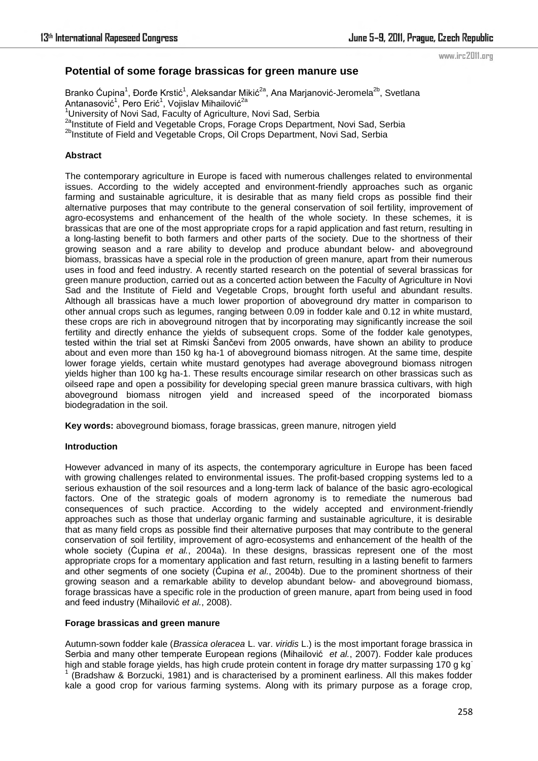# Potential of some forage brassicas for green manure use

Branko Ćupina[1], Đorđe Krstić[1], Aleksandar Mikić[2a], Ana Marjanović-Jeromela[2b], Svetlana Antanasović[1], Pero Erić[1], Vojislav Mihailović[2a]

[1]University of Novi Sad, Faculty of Agriculture, Novi Sad, Serbia
[2a]Institute of Field and Vegetable Crops, Forage Crops Department, Novi Sad, Serbia
[2b]Institute of Field and Vegetable Crops, Oil Crops Department, Novi Sad, Serbia

**Abstract**

The contemporary agriculture in Europe is faced with numerous challenges related to environmental issues. According to the widely accepted and environment-friendly approaches such as organic farming and sustainable agriculture, it is desirable that as many field crops as possible find their alternative purposes that may contribute to the general conservation of soil fertility, improvement of agro-ecosystems and enhancement of the health of the whole society. In these schemes, it is brassicas that are one of the most appropriate crops for a rapid application and fast return, resulting in a long-lasting benefit to both farmers and other parts of the society. Due to the shortness of their growing season and a rare ability to develop and produce abundant below- and aboveground biomass, brassicas have a special role in the production of green manure, apart from their numerous uses in food and feed industry. A recently started research on the potential of several brassicas for green manure production, carried out as a concerted action between the Faculty of Agriculture in Novi Sad and the Institute of Field and Vegetable Crops, brought forth useful and abundant results. Although all brassicas have a much lower proportion of aboveground dry matter in comparison to other annual crops such as legumes, ranging between 0.09 in fodder kale and 0.12 in white mustard, these crops are rich in aboveground nitrogen that by incorporating may significantly increase the soil fertility and directly enhance the yields of subsequent crops. Some of the fodder kale genotypes, tested within the trial set at Rimski Šančevi from 2005 onwards, have shown an ability to produce about and even more than 150 kg ha-1 of aboveground biomass nitrogen. At the same time, despite lower forage yields, certain white mustard genotypes had average aboveground biomass nitrogen yields higher than 100 kg ha-1. These results encourage similar research on other brassicas such as oilseed rape and open a possibility for developing special green manure brassica cultivars, with high aboveground biomass nitrogen yield and increased speed of the incorporated biomass biodegradation in the soil.

**Key words:** aboveground biomass, forage brassicas, green manure, nitrogen yield

**Introduction**

However advanced in many of its aspects, the contemporary agriculture in Europe has been faced with growing challenges related to environmental issues. The profit-based cropping systems led to a serious exhaustion of the soil resources and a long-term lack of balance of the basic agro-ecological factors. One of the strategic goals of modern agronomy is to remediate the numerous bad consequences of such practice. According to the widely accepted and environment-friendly approaches such as those that underlay organic farming and sustainable agriculture, it is desirable that as many field crops as possible find their alternative purposes that may contribute to the general conservation of soil fertility, improvement of agro-ecosystems and enhancement of the health of the whole society (Ćupina *et al.*, 2004a). In these designs, brassicas represent one of the most appropriate crops for a momentary application and fast return, resulting in a lasting benefit to farmers and other segments of one society (Ćupina *et al.*, 2004b). Due to the prominent shortness of their growing season and a remarkable ability to develop abundant below- and aboveground biomass, forage brassicas have a specific role in the production of green manure, apart from being used in food and feed industry (Mihailović *et al.*, 2008).

**Forage brassicas and green manure**

Autumn-sown fodder kale (*Brassica oleracea* L. var. *viridis* L.) is the most important forage brassica in Serbia and many other temperate European regions (Mihailović *et al.*, 2007). Fodder kale produces high and stable forage yields, has high crude protein content in forage dry matter surpassing 170 g $kg^{-1}$ (Bradshaw & Borzucki, 1981) and is characterised by a prominent earliness. All this makes fodder kale a good crop for various farming systems. Along with its primary purpose as a forage crop,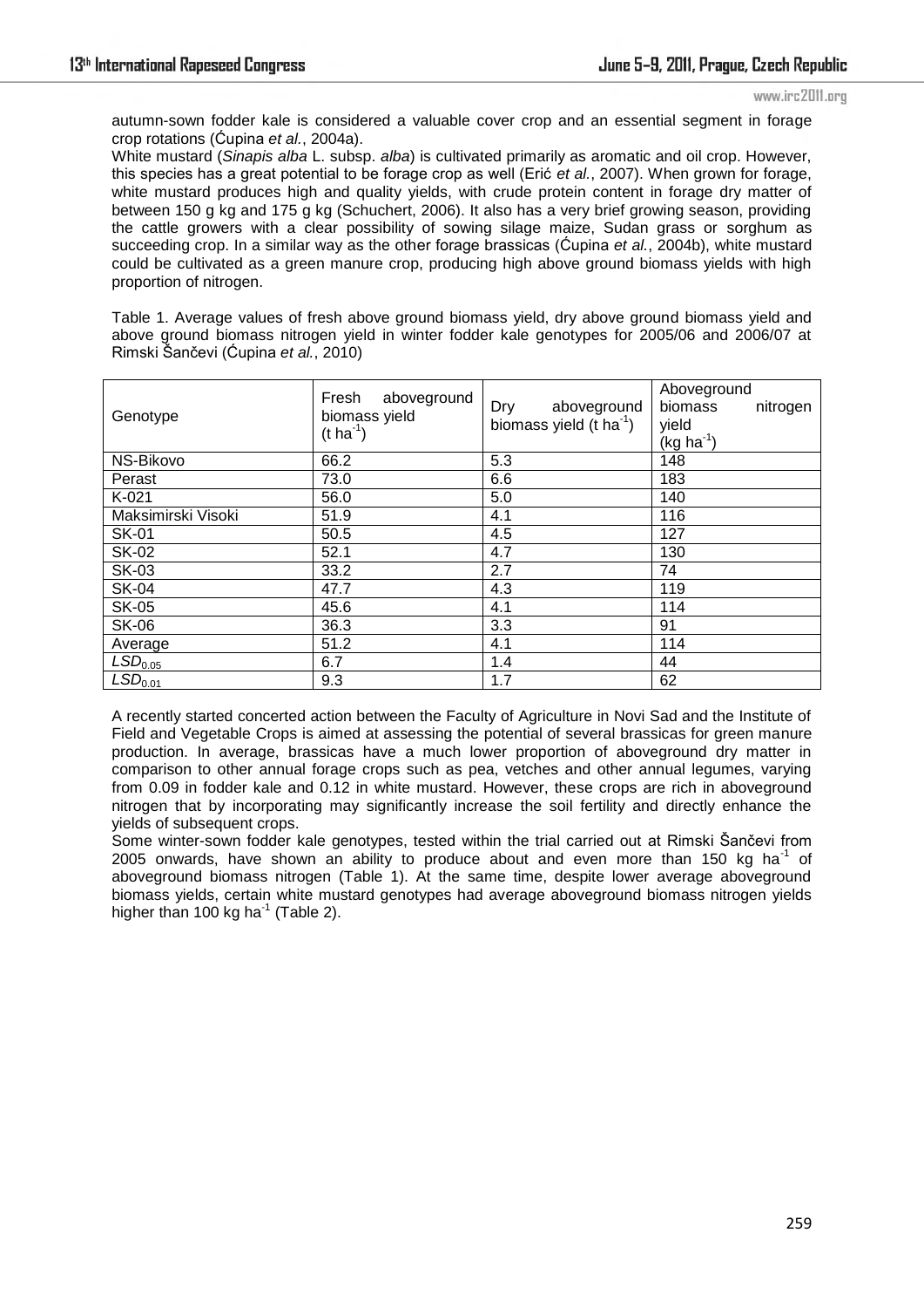autumn-sown fodder kale is considered a valuable cover crop and an essential segment in forage crop rotations (Ćupina *et al.*, 2004a).

White mustard (*Sinapis alba* L. subsp. *alba*) is cultivated primarily as aromatic and oil crop. However, this species has a great potential to be forage crop as well (Erić *et al.*, 2007). When grown for forage, white mustard produces high and quality yields, with crude protein content in forage dry matter of between 150 g kg and 175 g kg (Schuchert, 2006). It also has a very brief growing season, providing the cattle growers with a clear possibility of sowing silage maize, Sudan grass or sorghum as succeeding crop. In a similar way as the other forage brassicas (Ćupina *et al.*, 2004b), white mustard could be cultivated as a green manure crop, producing high above ground biomass yields with high proportion of nitrogen.

Table 1. Average values of fresh above ground biomass yield, dry above ground biomass yield and above ground biomass nitrogen yield in winter fodder kale genotypes for 2005/06 and 2006/07 at Rimski Šančevi (Ćupina *et al.*, 2010)

| Genotype | Fresh aboveground biomass yield (t ha$^{-1}$) | Dry aboveground biomass yield (t ha$^{-1}$) | Aboveground biomass nitrogen yield (kg ha$^{-1}$) |
|---|---|---|---|
| NS-Bikovo | 66.2 | 5.3 | 148 |
| Perast | 73.0 | 6.6 | 183 |
| K-021 | 56.0 | 5.0 | 140 |
| Maksimirski Visoki | 51.9 | 4.1 | 116 |
| SK-01 | 50.5 | 4.5 | 127 |
| SK-02 | 52.1 | 4.7 | 130 |
| SK-03 | 33.2 | 2.7 | 74 |
| SK-04 | 47.7 | 4.3 | 119 |
| SK-05 | 45.6 | 4.1 | 114 |
| SK-06 | 36.3 | 3.3 | 91 |
| Average | 51.2 | 4.1 | 114 |
| $LSD_{0.05}$ | 6.7 | 1.4 | 44 |
| $LSD_{0.01}$ | 9.3 | 1.7 | 62 |

A recently started concerted action between the Faculty of Agriculture in Novi Sad and the Institute of Field and Vegetable Crops is aimed at assessing the potential of several brassicas for green manure production. In average, brassicas have a much lower proportion of aboveground dry matter in comparison to other annual forage crops such as pea, vetches and other annual legumes, varying from 0.09 in fodder kale and 0.12 in white mustard. However, these crops are rich in aboveground nitrogen that by incorporating may significantly increase the soil fertility and directly enhance the yields of subsequent crops.

Some winter-sown fodder kale genotypes, tested within the trial carried out at Rimski Šančevi from 2005 onwards, have shown an ability to produce about and even more than 150 kg ha$^{-1}$ of aboveground biomass nitrogen (Table 1). At the same time, despite lower average aboveground biomass yields, certain white mustard genotypes had average aboveground biomass nitrogen yields higher than 100 kg ha$^{-1}$ (Table 2).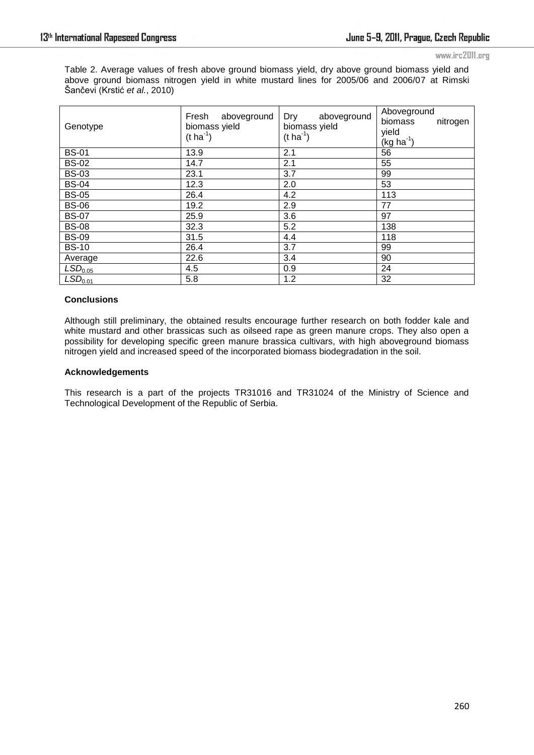Table 2. Average values of fresh above ground biomass yield, dry above ground biomass yield and above ground biomass nitrogen yield in white mustard lines for 2005/06 and 2006/07 at Rimski Šančevi (Krstić *et al.*, 2010)

| Genotype | Fresh aboveground biomass yield (t $ha^{-1}$) | Dry aboveground biomass yield (t $ha^{-1}$) | Aboveground biomass nitrogen yield (kg $ha^{-1}$) |
|---|---|---|---|
| BS-01 | 13.9 | 2.1 | 56 |
| BS-02 | 14.7 | 2.1 | 55 |
| BS-03 | 23.1 | 3.7 | 99 |
| BS-04 | 12.3 | 2.0 | 53 |
| BS-05 | 26.4 | 4.2 | 113 |
| BS-06 | 19.2 | 2.9 | 77 |
| BS-07 | 25.9 | 3.6 | 97 |
| BS-08 | 32.3 | 5.2 | 138 |
| BS-09 | 31.5 | 4.4 | 118 |
| BS-10 | 26.4 | 3.7 | 99 |
| Average | 22.6 | 3.4 | 90 |
| $LSD_{0.05}$ | 4.5 | 0.9 | 24 |
| $LSD_{0.01}$ | 5.8 | 1.2 | 32 |

**Conclusions**

Although still preliminary, the obtained results encourage further research on both fodder kale and white mustard and other brassicas such as oilseed rape as green manure crops. They also open a possibility for developing specific green manure brassica cultivars, with high aboveground biomass nitrogen yield and increased speed of the incorporated biomass biodegradation in the soil.

**Acknowledgements**

This research is a part of the projects TR31016 and TR31024 of the Ministry of Science and Technological Development of the Republic of Serbia.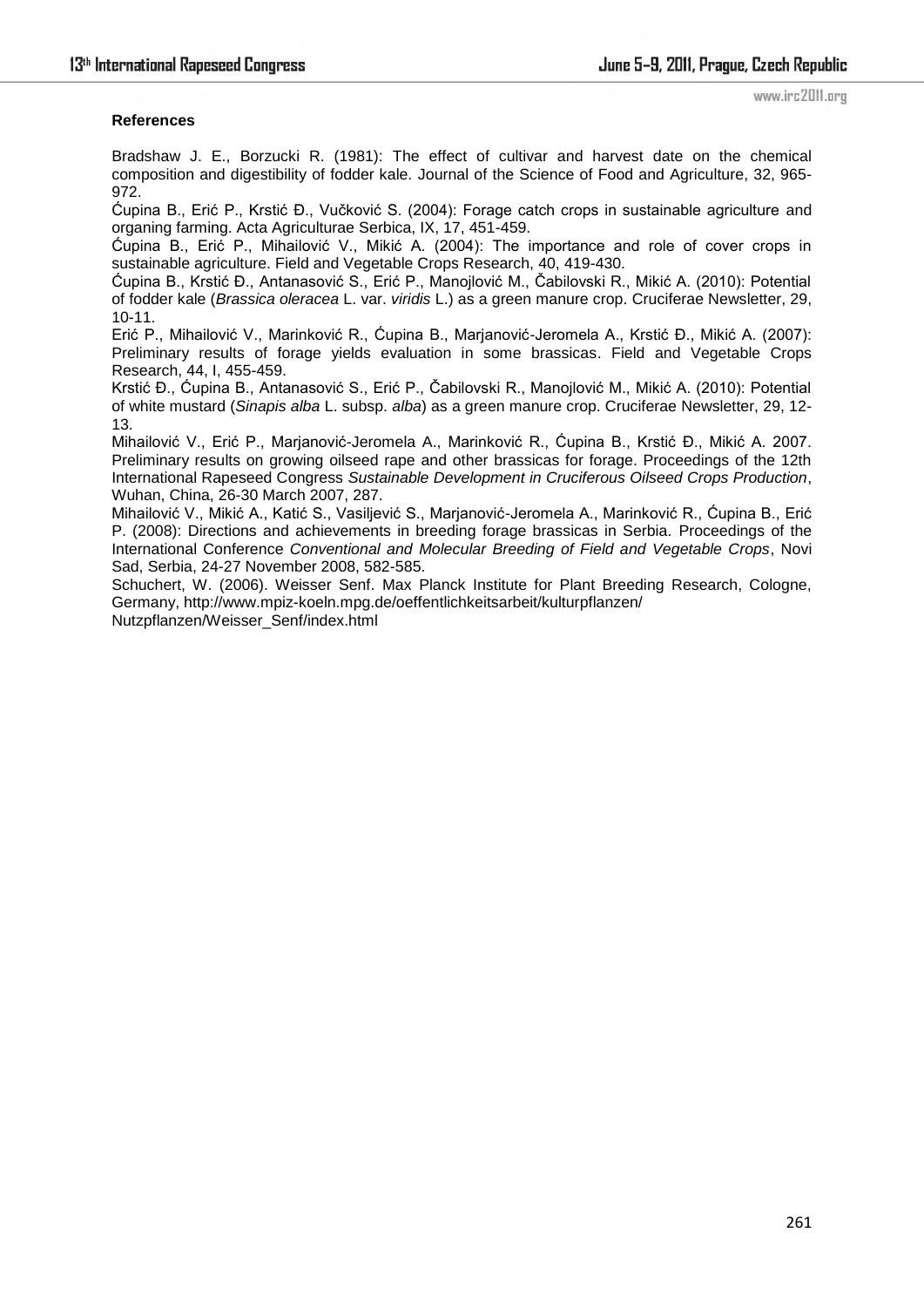## References

Bradshaw J. E., Borzucki R. (1981): The effect of cultivar and harvest date on the chemical composition and digestibility of fodder kale. Journal of the Science of Food and Agriculture, 32, 965-972.

Ćupina B., Erić P., Krstić Đ., Vučković S. (2004): Forage catch crops in sustainable agriculture and organing farming. Acta Agriculturae Serbica, IX, 17, 451-459.

Ćupina B., Erić P., Mihailović V., Mikić A. (2004): The importance and role of cover crops in sustainable agriculture. Field and Vegetable Crops Research, 40, 419-430.

Ćupina B., Krstić Đ., Antanasović S., Erić P., Manojlović M., Čabilovski R., Mikić A. (2010): Potential of fodder kale (*Brassica oleracea* L. var. *viridis* L.) as a green manure crop. Cruciferae Newsletter, 29, 10-11.

Erić P., Mihailović V., Marinković R., Ćupina B., Marjanović-Jeromela A., Krstić Đ., Mikić A. (2007): Preliminary results of forage yields evaluation in some brassicas. Field and Vegetable Crops Research, 44, I, 455-459.

Krstić Đ., Ćupina B., Antanasović S., Erić P., Čabilovski R., Manojlović M., Mikić A. (2010): Potential of white mustard (*Sinapis alba* L. subsp. *alba*) as a green manure crop. Cruciferae Newsletter, 29, 12-13.

Mihailović V., Erić P., Marjanović-Jeromela A., Marinković R., Ćupina B., Krstić Đ., Mikić A. 2007. Preliminary results on growing oilseed rape and other brassicas for forage. Proceedings of the 12th International Rapeseed Congress *Sustainable Development in Cruciferous Oilseed Crops Production*, Wuhan, China, 26-30 March 2007, 287.

Mihailović V., Mikić A., Katić S., Vasiljević S., Marjanović-Jeromela A., Marinković R., Ćupina B., Erić P. (2008): Directions and achievements in breeding forage brassicas in Serbia. Proceedings of the International Conference *Conventional and Molecular Breeding of Field and Vegetable Crops*, Novi Sad, Serbia, 24-27 November 2008, 582-585.

Schuchert, W. (2006). Weisser Senf. Max Planck Institute for Plant Breeding Research, Cologne, Germany, http://www.mpiz-koeln.mpg.de/oeffentlichkeitsarbeit/kulturpflanzen/Nutzpflanzen/Weisser_Senf/index.html